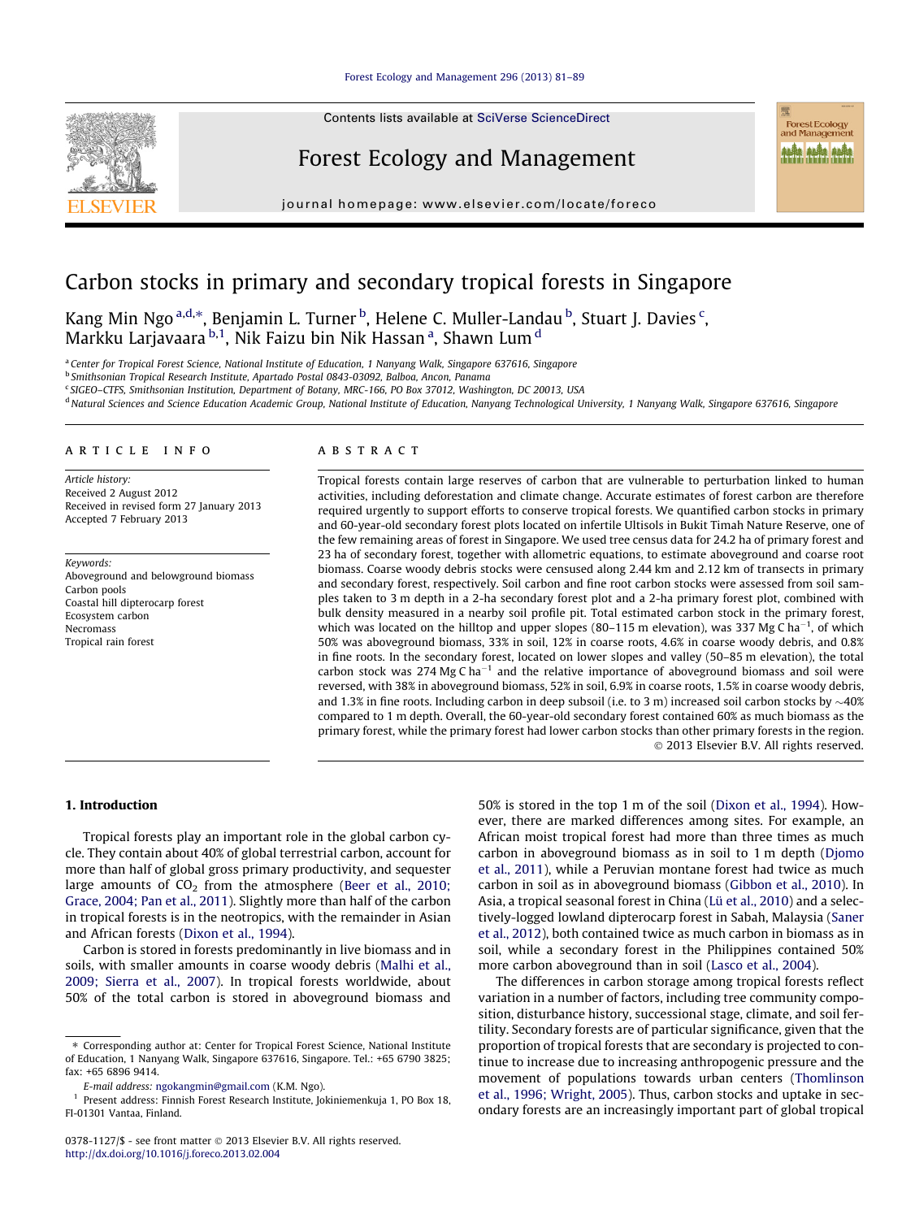# Carbon stocks in primary and secondary tropical forests in Singapore

Kang Min Ngo [a,d,*], Benjamin L. Turner [b], Helene C. Muller-Landau [b], Stuart J. Davies [c], Markku Larjavaara [b,1], Nik Faizu bin Nik Hassan [a], Shawn Lum [d]

[a] Center for Tropical Forest Science, National Institute of Education, 1 Nanyang Walk, Singapore 637616, Singapore
[b] Smithsonian Tropical Research Institute, Apartado Postal 0843-03092, Balboa, Ancon, Panama
[c] SIGEO–CTFS, Smithsonian Institution, Department of Botany, MRC-166, PO Box 37012, Washington, DC 20013, USA
[d] Natural Sciences and Science Education Academic Group, National Institute of Education, Nanyang Technological University, 1 Nanyang Walk, Singapore 637616, Singapore

## ARTICLE INFO

*Article history:*
Received 2 August 2012
Received in revised form 27 January 2013
Accepted 7 February 2013

*Keywords:*
Aboveground and belowground biomass
Carbon pools
Coastal hill dipterocarp forest
Ecosystem carbon
Necromass
Tropical rain forest

## ABSTRACT

Tropical forests contain large reserves of carbon that are vulnerable to perturbation linked to human activities, including deforestation and climate change. Accurate estimates of forest carbon are therefore required urgently to support efforts to conserve tropical forests. We quantified carbon stocks in primary and 60-year-old secondary forest plots located on infertile Ultisols in Bukit Timah Nature Reserve, one of the few remaining areas of forest in Singapore. We used tree census data for 24.2 ha of primary forest and 23 ha of secondary forest, together with allometric equations, to estimate aboveground and coarse root biomass. Coarse woody debris stocks were censused along 2.44 km and 2.12 km of transects in primary and secondary forest, respectively. Soil carbon and fine root carbon stocks were assessed from soil samples taken to 3 m depth in a 2-ha secondary forest plot and a 2-ha primary forest plot, combined with bulk density measured in a nearby soil profile pit. Total estimated carbon stock in the primary forest, which was located on the hilltop and upper slopes (80–115 m elevation), was 337 Mg C ha$^{-1}$, of which 50% was aboveground biomass, 33% in soil, 12% in coarse roots, 4.6% in coarse woody debris, and 0.8% in fine roots. In the secondary forest, located on lower slopes and valley (50–85 m elevation), the total carbon stock was 274 Mg C ha$^{-1}$ and the relative importance of aboveground biomass and soil were reversed, with 38% in aboveground biomass, 52% in soil, 6.9% in coarse roots, 1.5% in coarse woody debris, and 1.3% in fine roots. Including carbon in deep subsoil (i.e. to 3 m) increased soil carbon stocks by ~40% compared to 1 m depth. Overall, the 60-year-old secondary forest contained 60% as much biomass as the primary forest, while the primary forest had lower carbon stocks than other primary forests in the region.

© 2013 Elsevier B.V. All rights reserved.

## 1. Introduction

Tropical forests play an important role in the global carbon cycle. They contain about 40% of global terrestrial carbon, account for more than half of global gross primary productivity, and sequester large amounts of $CO_2$ from the atmosphere (Beer et al., 2010; Grace, 2004; Pan et al., 2011). Slightly more than half of the carbon in tropical forests is in the neotropics, with the remainder in Asian and African forests (Dixon et al., 1994).

Carbon is stored in forests predominantly in live biomass and in soils, with smaller amounts in coarse woody debris (Malhi et al., 2009; Sierra et al., 2007). In tropical forests worldwide, about 50% of the total carbon is stored in aboveground biomass and 50% is stored in the top 1 m of the soil (Dixon et al., 1994). However, there are marked differences among sites. For example, an African moist tropical forest had more than three times as much carbon in aboveground biomass as in soil to 1 m depth (Djomo et al., 2011), while a Peruvian montane forest had twice as much carbon in soil as in aboveground biomass (Gibbon et al., 2010). In Asia, a tropical seasonal forest in China (Lü et al., 2010) and a selectively-logged lowland dipterocarp forest in Sabah, Malaysia (Saner et al., 2012), both contained twice as much carbon in biomass as in soil, while a secondary forest in the Philippines contained 50% more carbon aboveground than in soil (Lasco et al., 2004).

The differences in carbon storage among tropical forests reflect variation in a number of factors, including tree community composition, disturbance history, successional stage, climate, and soil fertility. Secondary forests are of particular significance, given that the proportion of tropical forests that are secondary is projected to continue to increase due to increasing anthropogenic pressure and the movement of populations towards urban centers (Thomlinson et al., 1996; Wright, 2005). Thus, carbon stocks and uptake in secondary forests are an increasingly important part of global tropical

---

* Corresponding author at: Center for Tropical Forest Science, National Institute of Education, 1 Nanyang Walk, Singapore 637616, Singapore. Tel.: +65 6790 3825; fax: +65 6896 9414.
E-mail address: ngokangmin@gmail.com (K.M. Ngo).
[1] Present address: Finnish Forest Research Institute, Jokiniemenkuja 1, PO Box 18, FI-01301 Vantaa, Finland.

0378-1127/$ - see front matter © 2013 Elsevier B.V. All rights reserved.
http://dx.doi.org/10.1016/j.foreco.2013.02.004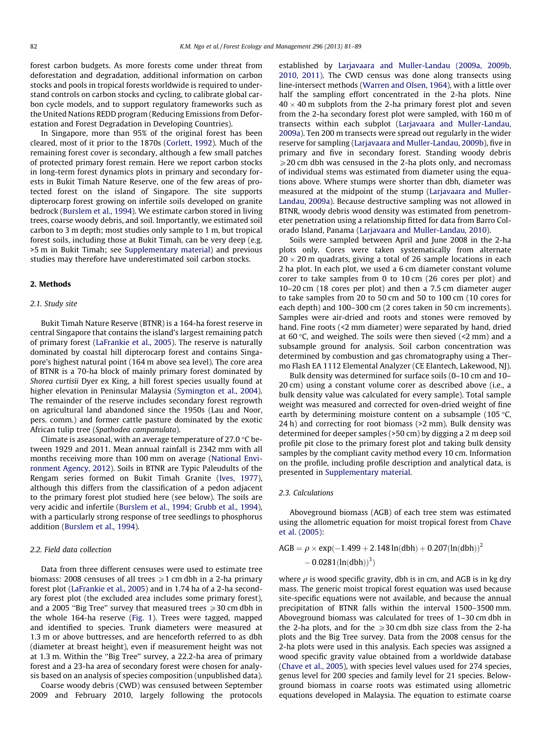forest carbon budgets. As more forests come under threat from deforestation and degradation, additional information on carbon stocks and pools in tropical forests worldwide is required to understand controls on carbon stocks and cycling, to calibrate global carbon cycle models, and to support regulatory frameworks such as the United Nations REDD program (Reducing Emissions from Deforestation and Forest Degradation in Developing Countries).

In Singapore, more than 95% of the original forest has been cleared, most of it prior to the 1870s (Corlett, 1992). Much of the remaining forest cover is secondary, although a few small patches of protected primary forest remain. Here we report carbon stocks in long-term forest dynamics plots in primary and secondary forests in Bukit Timah Nature Reserve, one of the few areas of protected forest on the island of Singapore. The site supports dipterocarp forest growing on infertile soils developed on granite bedrock (Burslem et al., 1994). We estimate carbon stored in living trees, coarse woody debris, and soil. Importantly, we estimated soil carbon to 3 m depth; most studies only sample to 1 m, but tropical forest soils, including those at Bukit Timah, can be very deep (e.g. >5 m in Bukit Timah; see Supplementary material) and previous studies may therefore have underestimated soil carbon stocks.

## 2. Methods

### 2.1. Study site

Bukit Timah Nature Reserve (BTNR) is a 164-ha forest reserve in central Singapore that contains the island's largest remaining patch of primary forest (LaFrankie et al., 2005). The reserve is naturally dominated by coastal hill dipterocarp forest and contains Singapore's highest natural point (164 m above sea level). The core area of BTNR is a 70-ha block of mainly primary forest dominated by *Shorea curtisii* Dyer ex King, a hill forest species usually found at higher elevation in Peninsular Malaysia (Symington et al., 2004). The remainder of the reserve includes secondary forest regrowth on agricultural land abandoned since the 1950s (Lau and Noor, pers. comm.) and former cattle pasture dominated by the exotic African tulip tree (*Spathodea campanulata*).

Climate is aseasonal, with an average temperature of 27.0 °C between 1929 and 2011. Mean annual rainfall is 2342 mm with all months receiving more than 100 mm on average (National Environment Agency, 2012). Soils in BTNR are Typic Paleudults of the Rengam series formed on Bukit Timah Granite (Ives, 1977), although this differs from the classification of a pedon adjacent to the primary forest plot studied here (see below). The soils are very acidic and infertile (Burslem et al., 1994; Grubb et al., 1994), with a particularly strong response of tree seedlings to phosphorus addition (Burslem et al., 1994).

### 2.2. Field data collection

Data from three different censuses were used to estimate tree biomass: 2008 censuses of all trees $\geqslant 1$ cm dbh in a 2-ha primary forest plot (LaFrankie et al., 2005) and in 1.74 ha of a 2-ha secondary forest plot (the excluded area includes some primary forest), and a 2005 "Big Tree" survey that measured trees $\geqslant 30$ cm dbh in the whole 164-ha reserve (Fig. 1). Trees were tagged, mapped and identified to species. Trunk diameters were measured at 1.3 m or above buttresses, and are henceforth referred to as dbh (diameter at breast height), even if measurement height was not at 1.3 m. Within the "Big Tree" survey, a 22.2-ha area of primary forest and a 23-ha area of secondary forest were chosen for analysis based on an analysis of species composition (unpublished data).

Coarse woody debris (CWD) was censused between September 2009 and February 2010, largely following the protocols established by Larjavaara and Muller-Landau (2009a, 2009b, 2010, 2011). The CWD census was done along transects using line-intersect methods (Warren and Olsen, 1964), with a little over half the sampling effort concentrated in the 2-ha plots. Nine $40 \times 40$ m subplots from the 2-ha primary forest plot and seven from the 2-ha secondary forest plot were sampled, with 160 m of transects within each subplot (Larjavaara and Muller-Landau, 2009a). Ten 200 m transects were spread out regularly in the wider reserve for sampling (Larjavaara and Muller-Landau, 2009b), five in primary and five in secondary forest. Standing woody debris $\geqslant 20$ cm dbh was censused in the 2-ha plots only, and necromass of individual stems was estimated from diameter using the equations above. Where stumps were shorter than dbh, diameter was measured at the midpoint of the stump (Larjavaara and Muller-Landau, 2009a). Because destructive sampling was not allowed in BTNR, woody debris wood density was estimated from penetrometer penetration using a relationship fitted for data from Barro Colorado Island, Panama (Larjavaara and Muller-Landau, 2010).

Soils were sampled between April and June 2008 in the 2-ha plots only. Cores were taken systematically from alternate $20 \times 20$ m quadrats, giving a total of 26 sample locations in each 2 ha plot. In each plot, we used a 6 cm diameter constant volume corer to take samples from 0 to 10 cm (26 cores per plot) and 10–20 cm (18 cores per plot) and then a 7.5 cm diameter auger to take samples from 20 to 50 cm and 50 to 100 cm (10 cores for each depth) and 100–300 cm (2 cores taken in 50 cm increments). Samples were air-dried and roots and stones were removed by hand. Fine roots (<2 mm diameter) were separated by hand, dried at 60 °C, and weighed. The soils were then sieved (<2 mm) and a subsample ground for analysis. Soil carbon concentration was determined by combustion and gas chromatography using a Thermo Flash EA 1112 Elemental Analyzer (CE Elantech, Lakewood, NJ).

Bulk density was determined for surface soils (0–10 cm and 10–20 cm) using a constant volume corer as described above (i.e., a bulk density value was calculated for every sample). Total sample weight was measured and corrected for oven-dried weight of fine earth by determining moisture content on a subsample (105 °C, 24 h) and correcting for root biomass (>2 mm). Bulk density was determined for deeper samples (>50 cm) by digging a 2 m deep soil profile pit close to the primary forest plot and taking bulk density samples by the compliant cavity method every 10 cm. Information on the profile, including profile description and analytical data, is presented in Supplementary material.

### 2.3. Calculations

Aboveground biomass (AGB) of each tree stem was estimated using the allometric equation for moist tropical forest from Chave et al. (2005):

$$\mathrm{AGB} = \rho \times \exp(-1.499 + 2.148\ln(\mathrm{dbh}) + 0.207(\ln(\mathrm{dbh}))^2 - 0.0281(\ln(\mathrm{dbh}))^3)$$

where $\rho$ is wood specific gravity, dbh is in cm, and AGB is in kg dry mass. The generic moist tropical forest equation was used because site-specific equations were not available, and because the annual precipitation of BTNR falls within the interval 1500–3500 mm. Aboveground biomass was calculated for trees of 1–30 cm dbh in the 2-ha plots, and for the $\geqslant 30$ cm dbh size class from the 2-ha plots and the Big Tree survey. Data from the 2008 census for the 2-ha plots were used in this analysis. Each species was assigned a wood specific gravity value obtained from a worldwide database (Chave et al., 2005), with species level values used for 274 species, genus level for 200 species and family level for 21 species. Belowground biomass in coarse roots was estimated using allometric equations developed in Malaysia. The equation to estimate coarse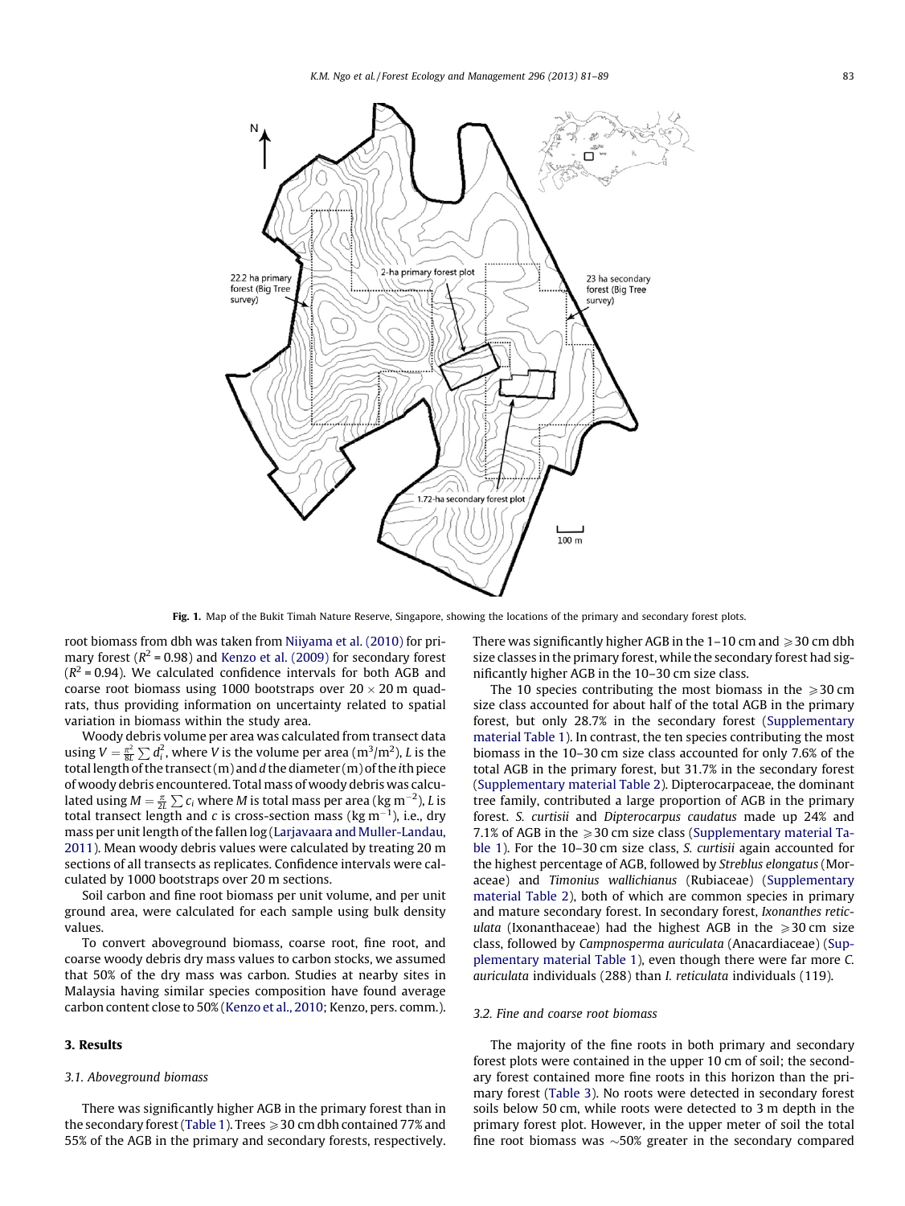Fig. 1. Map of the Bukit Timah Nature Reserve, Singapore, showing the locations of the primary and secondary forest plots.

root biomass from dbh was taken from Niiyama et al. (2010) for primary forest ($R^2$ = 0.98) and Kenzo et al. (2009) for secondary forest ($R^2$ = 0.94). We calculated confidence intervals for both AGB and coarse root biomass using 1000 bootstraps over 20 × 20 m quadrats, thus providing information on uncertainty related to spatial variation in biomass within the study area.

Woody debris volume per area was calculated from transect data using $V = \frac{\pi^2}{8L}\sum d_i^2$, where $V$ is the volume per area ($m^3/m^2$), $L$ is the total length of the transect (m) and $d$ the diameter (m) of the $i$th piece of woody debris encountered. Total mass of woody debris was calculated using $M = \frac{\pi}{2L}\sum c_i$ where $M$ is total mass per area (kg $m^{-2}$), $L$ is total transect length and $c$ is cross-section mass (kg $m^{-1}$), i.e., dry mass per unit length of the fallen log (Larjavaara and Muller-Landau, 2011). Mean woody debris values were calculated by treating 20 m sections of all transects as replicates. Confidence intervals were calculated by 1000 bootstraps over 20 m sections.

Soil carbon and fine root biomass per unit volume, and per unit ground area, were calculated for each sample using bulk density values.

To convert aboveground biomass, coarse root, fine root, and coarse woody debris dry mass values to carbon stocks, we assumed that 50% of the dry mass was carbon. Studies at nearby sites in Malaysia having similar species composition have found average carbon content close to 50% (Kenzo et al., 2010; Kenzo, pers. comm.).

## 3. Results

### 3.1. Aboveground biomass

There was significantly higher AGB in the primary forest than in the secondary forest (Table 1). Trees ⩾30 cm dbh contained 77% and 55% of the AGB in the primary and secondary forests, respectively. There was significantly higher AGB in the 1–10 cm and ⩾30 cm dbh size classes in the primary forest, while the secondary forest had significantly higher AGB in the 10–30 cm size class.

The 10 species contributing the most biomass in the ⩾30 cm size class accounted for about half of the total AGB in the primary forest, but only 28.7% in the secondary forest (Supplementary material Table 1). In contrast, the ten species contributing the most biomass in the 10–30 cm size class accounted for only 7.6% of the total AGB in the primary forest, but 31.7% in the secondary forest (Supplementary material Table 2). Dipterocarpaceae, the dominant tree family, contributed a large proportion of AGB in the primary forest. *S. curtisii* and *Dipterocarpus caudatus* made up 24% and 7.1% of AGB in the ⩾30 cm size class (Supplementary material Table 1). For the 10–30 cm size class, *S. curtisii* again accounted for the highest percentage of AGB, followed by *Streblus elongatus* (Moraceae) and *Timonius wallichianus* (Rubiaceae) (Supplementary material Table 2), both of which are common species in primary and mature secondary forest. In secondary forest, *Ixonanthes reticulata* (Ixonanthaceae) had the highest AGB in the ⩾30 cm size class, followed by *Campnosperma auriculata* (Anacardiaceae) (Supplementary material Table 1), even though there were far more *C. auriculata* individuals (288) than *I. reticulata* individuals (119).

### 3.2. Fine and coarse root biomass

The majority of the fine roots in both primary and secondary forest plots were contained in the upper 10 cm of soil; the secondary forest contained more fine roots in this horizon than the primary forest (Table 3). No roots were detected in secondary forest soils below 50 cm, while roots were detected to 3 m depth in the primary forest plot. However, in the upper meter of soil the total fine root biomass was ~50% greater in the secondary compared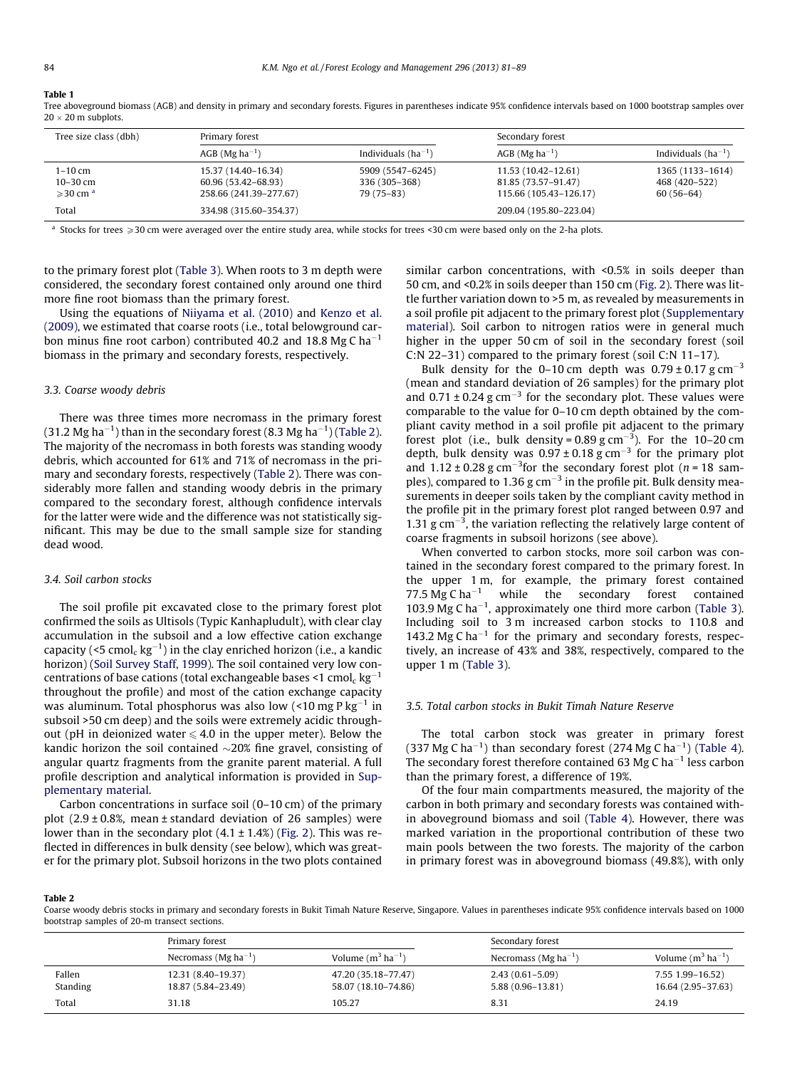**Table 1**
Tree aboveground biomass (AGB) and density in primary and secondary forests. Figures in parentheses indicate 95% confidence intervals based on 1000 bootstrap samples over 20 × 20 m subplots.

| Tree size class (dbh) | Primary forest | | Secondary forest | |
|---|---|---|---|---|
| | AGB (Mg $ha^{-1}$) | Individuals ($ha^{-1}$) | AGB (Mg $ha^{-1}$) | Individuals ($ha^{-1}$) |
| 1–10 cm | 15.37 (14.40–16.34) | 5909 (5547–6245) | 11.53 (10.42–12.61) | 1365 (1133–1614) |
| 10–30 cm | 60.96 (53.42–68.93) | 336 (305–368) | 81.85 (73.57–91.47) | 468 (420–522) |
| ⩾30 cm [a] | 258.66 (241.39–277.67) | 79 (75–83) | 115.66 (105.43–126.17) | 60 (56–64) |
| Total | 334.98 (315.60–354.37) | | 209.04 (195.80–223.04) | |

[a] Stocks for trees ⩾30 cm were averaged over the entire study area, while stocks for trees <30 cm were based only on the 2-ha plots.

to the primary forest plot (Table 3). When roots to 3 m depth were considered, the secondary forest contained only around one third more fine root biomass than the primary forest.

Using the equations of Niiyama et al. (2010) and Kenzo et al. (2009), we estimated that coarse roots (i.e., total belowground carbon minus fine root carbon) contributed 40.2 and 18.8 Mg C $ha^{-1}$ biomass in the primary and secondary forests, respectively.

### 3.3. Coarse woody debris

There was three times more necromass in the primary forest (31.2 Mg $ha^{-1}$) than in the secondary forest (8.3 Mg $ha^{-1}$) (Table 2). The majority of the necromass in both forests was standing woody debris, which accounted for 61% and 71% of necromass in the primary and secondary forests, respectively (Table 2). There was considerably more fallen and standing woody debris in the primary compared to the secondary forest, although confidence intervals for the latter were wide and the difference was not statistically significant. This may be due to the small sample size for standing dead wood.

### 3.4. Soil carbon stocks

The soil profile pit excavated close to the primary forest plot confirmed the soils as Ultisols (Typic Kanhapludult), with clear clay accumulation in the subsoil and a low effective cation exchange capacity (<5 $cmol_c$ $kg^{-1}$) in the clay enriched horizon (i.e., a kandic horizon) (Soil Survey Staff, 1999). The soil contained very low concentrations of base cations (total exchangeable bases <1 $cmol_c$ $kg^{-1}$ throughout the profile) and most of the cation exchange capacity was aluminum. Total phosphorus was also low (<10 mg P $kg^{-1}$ in subsoil >50 cm deep) and the soils were extremely acidic throughout (pH in deionized water ⩽ 4.0 in the upper meter). Below the kandic horizon the soil contained ~20% fine gravel, consisting of angular quartz fragments from the granite parent material. A full profile description and analytical information is provided in Supplementary material.

Carbon concentrations in surface soil (0–10 cm) of the primary plot (2.9 ± 0.8%, mean ± standard deviation of 26 samples) were lower than in the secondary plot (4.1 ± 1.4%) (Fig. 2). This was reflected in differences in bulk density (see below), which was greater for the primary plot. Subsoil horizons in the two plots contained similar carbon concentrations, with <0.5% in soils deeper than 50 cm, and <0.2% in soils deeper than 150 cm (Fig. 2). There was little further variation down to >5 m, as revealed by measurements in a soil profile pit adjacent to the primary forest plot (Supplementary material). Soil carbon to nitrogen ratios were in general much higher in the upper 50 cm of soil in the secondary forest (soil C:N 22–31) compared to the primary forest (soil C:N 11–17).

Bulk density for the 0–10 cm depth was 0.79 ± 0.17 g $cm^{-3}$ (mean and standard deviation of 26 samples) for the primary plot and 0.71 ± 0.24 g $cm^{-3}$ for the secondary plot. These values were comparable to the value for 0–10 cm depth obtained by the compliant cavity method in a soil profile pit adjacent to the primary forest plot (i.e., bulk density = 0.89 g $cm^{-3}$). For the 10–20 cm depth, bulk density was 0.97 ± 0.18 g $cm^{-3}$ for the primary plot and 1.12 ± 0.28 g $cm^{-3}$ for the secondary forest plot ($n$ = 18 samples), compared to 1.36 g $cm^{-3}$ in the profile pit. Bulk density measurements in deeper soils taken by the compliant cavity method in the profile pit in the primary forest plot ranged between 0.97 and 1.31 g $cm^{-3}$, the variation reflecting the relatively large content of coarse fragments in subsoil horizons (see above).

When converted to carbon stocks, more soil carbon was contained in the secondary forest compared to the primary forest. In the upper 1 m, for example, the primary forest contained 77.5 Mg C $ha^{-1}$ while the secondary forest contained 103.9 Mg C $ha^{-1}$, approximately one third more carbon (Table 3). Including soil to 3 m increased carbon stocks to 110.8 and 143.2 Mg C $ha^{-1}$ for the primary and secondary forests, respectively, an increase of 43% and 38%, respectively, compared to the upper 1 m (Table 3).

### 3.5. Total carbon stocks in Bukit Timah Nature Reserve

The total carbon stock was greater in primary forest (337 Mg C $ha^{-1}$) than secondary forest (274 Mg C $ha^{-1}$) (Table 4). The secondary forest therefore contained 63 Mg C $ha^{-1}$ less carbon than the primary forest, a difference of 19%.

Of the four main compartments measured, the majority of the carbon in both primary and secondary forests was contained within aboveground biomass and soil (Table 4). However, there was marked variation in the proportional contribution of these two main pools between the two forests. The majority of the carbon in primary forest was in aboveground biomass (49.8%), with only

**Table 2**
Coarse woody debris stocks in primary and secondary forests in Bukit Timah Nature Reserve, Singapore. Values in parentheses indicate 95% confidence intervals based on 1000 bootstrap samples of 20-m transect sections.

| | Primary forest | | Secondary forest | |
|---|---|---|---|---|
| | Necromass (Mg $ha^{-1}$) | Volume ($m^3$ $ha^{-1}$) | Necromass (Mg $ha^{-1}$) | Volume ($m^3$ $ha^{-1}$) |
| Fallen | 12.31 (8.40–19.37) | 47.20 (35.18–77.47) | 2.43 (0.61–5.09) | 7.55 1.99–16.52) |
| Standing | 18.87 (5.84–23.49) | 58.07 (18.10–74.86) | 5.88 (0.96–13.81) | 16.64 (2.95–37.63) |
| Total | 31.18 | 105.27 | 8.31 | 24.19 |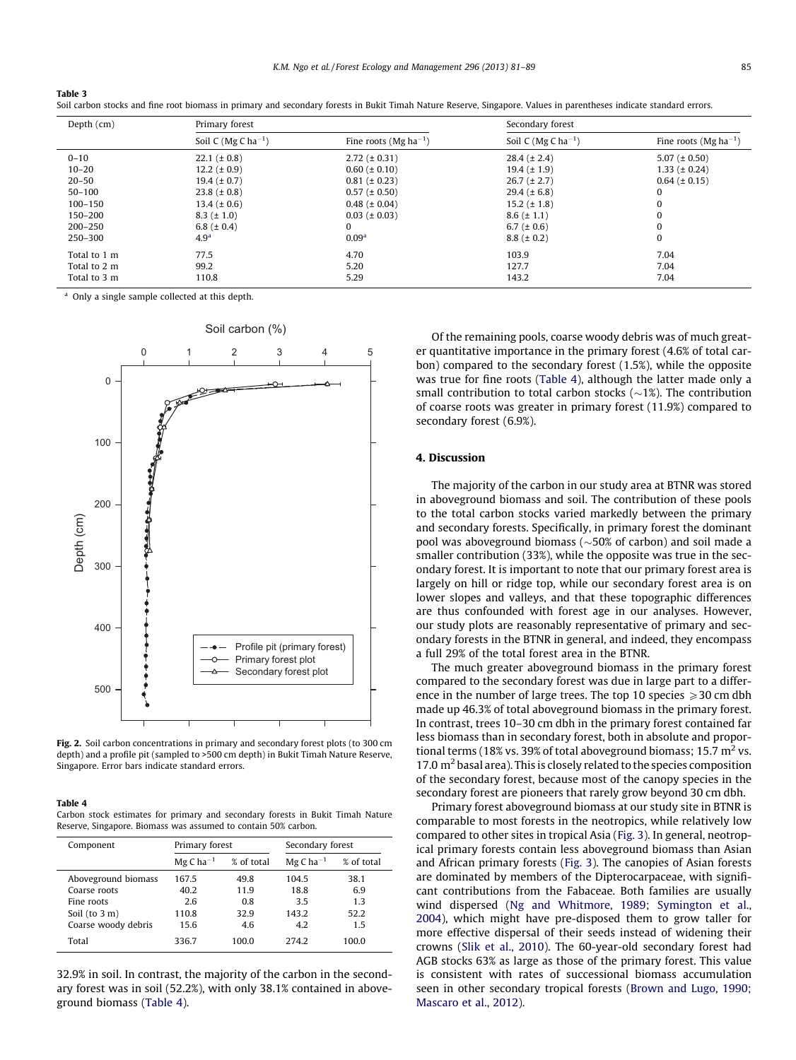**Table 3**
Soil carbon stocks and fine root biomass in primary and secondary forests in Bukit Timah Nature Reserve, Singapore. Values in parentheses indicate standard errors.

| Depth (cm) | Primary forest | | Secondary forest | |
|---|---|---|---|---|
| | Soil C (Mg C ha$^{-1}$) | Fine roots (Mg ha$^{-1}$) | Soil C (Mg C ha$^{-1}$) | Fine roots (Mg ha$^{-1}$) |
| 0–10 | 22.1 (± 0.8) | 2.72 (± 0.31) | 28.4 (± 2.4) | 5.07 (± 0.50) |
| 10–20 | 12.2 (± 0.9) | 0.60 (± 0.10) | 19.4 (± 1.9) | 1.33 (± 0.24) |
| 20–50 | 19.4 (± 0.7) | 0.81 (± 0.23) | 26.7 (± 2.7) | 0.64 (± 0.15) |
| 50–100 | 23.8 (± 0.8) | 0.57 (± 0.50) | 29.4 (± 6.8) | 0 |
| 100–150 | 13.4 (± 0.6) | 0.48 (± 0.04) | 15.2 (± 1.8) | 0 |
| 150–200 | 8.3 (± 1.0) | 0.03 (± 0.03) | 8.6 (± 1.1) | 0 |
| 200–250 | 6.8 (± 0.4) | 0 | 6.7 (± 0.6) | 0 |
| 250–300 | 4.9[a] | 0.09[a] | 8.8 (± 0.2) | 0 |
| Total to 1 m | 77.5 | 4.70 | 103.9 | 7.04 |
| Total to 2 m | 99.2 | 5.20 | 127.7 | 7.04 |
| Total to 3 m | 110.8 | 5.29 | 143.2 | 7.04 |

[a] Only a single sample collected at this depth.

**Fig. 2.** Soil carbon concentrations in primary and secondary forest plots (to 300 cm depth) and a profile pit (sampled to >500 cm depth) in Bukit Timah Nature Reserve, Singapore. Error bars indicate standard errors.

**Table 4**
Carbon stock estimates for primary and secondary forests in Bukit Timah Nature Reserve, Singapore. Biomass was assumed to contain 50% carbon.

| Component | Primary forest | | Secondary forest | |
|---|---|---|---|---|
| | Mg C ha$^{-1}$ | % of total | Mg C ha$^{-1}$ | % of total |
| Aboveground biomass | 167.5 | 49.8 | 104.5 | 38.1 |
| Coarse roots | 40.2 | 11.9 | 18.8 | 6.9 |
| Fine roots | 2.6 | 0.8 | 3.5 | 1.3 |
| Soil (to 3 m) | 110.8 | 32.9 | 143.2 | 52.2 |
| Coarse woody debris | 15.6 | 4.6 | 4.2 | 1.5 |
| Total | 336.7 | 100.0 | 274.2 | 100.0 |

32.9% in soil. In contrast, the majority of the carbon in the secondary forest was in soil (52.2%), with only 38.1% contained in aboveground biomass (Table 4).

Of the remaining pools, coarse woody debris was of much greater quantitative importance in the primary forest (4.6% of total carbon) compared to the secondary forest (1.5%), while the opposite was true for fine roots (Table 4), although the latter made only a small contribution to total carbon stocks (~1%). The contribution of coarse roots was greater in primary forest (11.9%) compared to secondary forest (6.9%).

## 4. Discussion

The majority of the carbon in our study area at BTNR was stored in aboveground biomass and soil. The contribution of these pools to the total carbon stocks varied markedly between the primary and secondary forests. Specifically, in primary forest the dominant pool was aboveground biomass (~50% of carbon) and soil made a smaller contribution (33%), while the opposite was true in the secondary forest. It is important to note that our primary forest area is largely on hill or ridge top, while our secondary forest area is on lower slopes and valleys, and that these topographic differences are thus confounded with forest age in our analyses. However, our study plots are reasonably representative of primary and secondary forests in the BTNR in general, and indeed, they encompass a full 29% of the total forest area in the BTNR.

The much greater aboveground biomass in the primary forest compared to the secondary forest was due in large part to a difference in the number of large trees. The top 10 species ⩾30 cm dbh made up 46.3% of total aboveground biomass in the primary forest. In contrast, trees 10–30 cm dbh in the primary forest contained far less biomass than in secondary forest, both in absolute and proportional terms (18% vs. 39% of total aboveground biomass; 15.7 m$^2$ vs. 17.0 m$^2$ basal area). This is closely related to the species composition of the secondary forest, because most of the canopy species in the secondary forest are pioneers that rarely grow beyond 30 cm dbh.

Primary forest aboveground biomass at our study site in BTNR is comparable to most forests in the neotropics, while relatively low compared to other sites in tropical Asia (Fig. 3). In general, neotropical primary forests contain less aboveground biomass than Asian and African primary forests (Fig. 3). The canopies of Asian forests are dominated by members of the Dipterocarpaceae, with significant contributions from the Fabaceae. Both families are usually wind dispersed (Ng and Whitmore, 1989; Symington et al., 2004), which might have pre-disposed them to grow taller for more effective dispersal of their seeds instead of widening their crowns (Slik et al., 2010). The 60-year-old secondary forest had AGB stocks 63% as large as those of the primary forest. This value is consistent with rates of successional biomass accumulation seen in other secondary tropical forests (Brown and Lugo, 1990; Mascaro et al., 2012).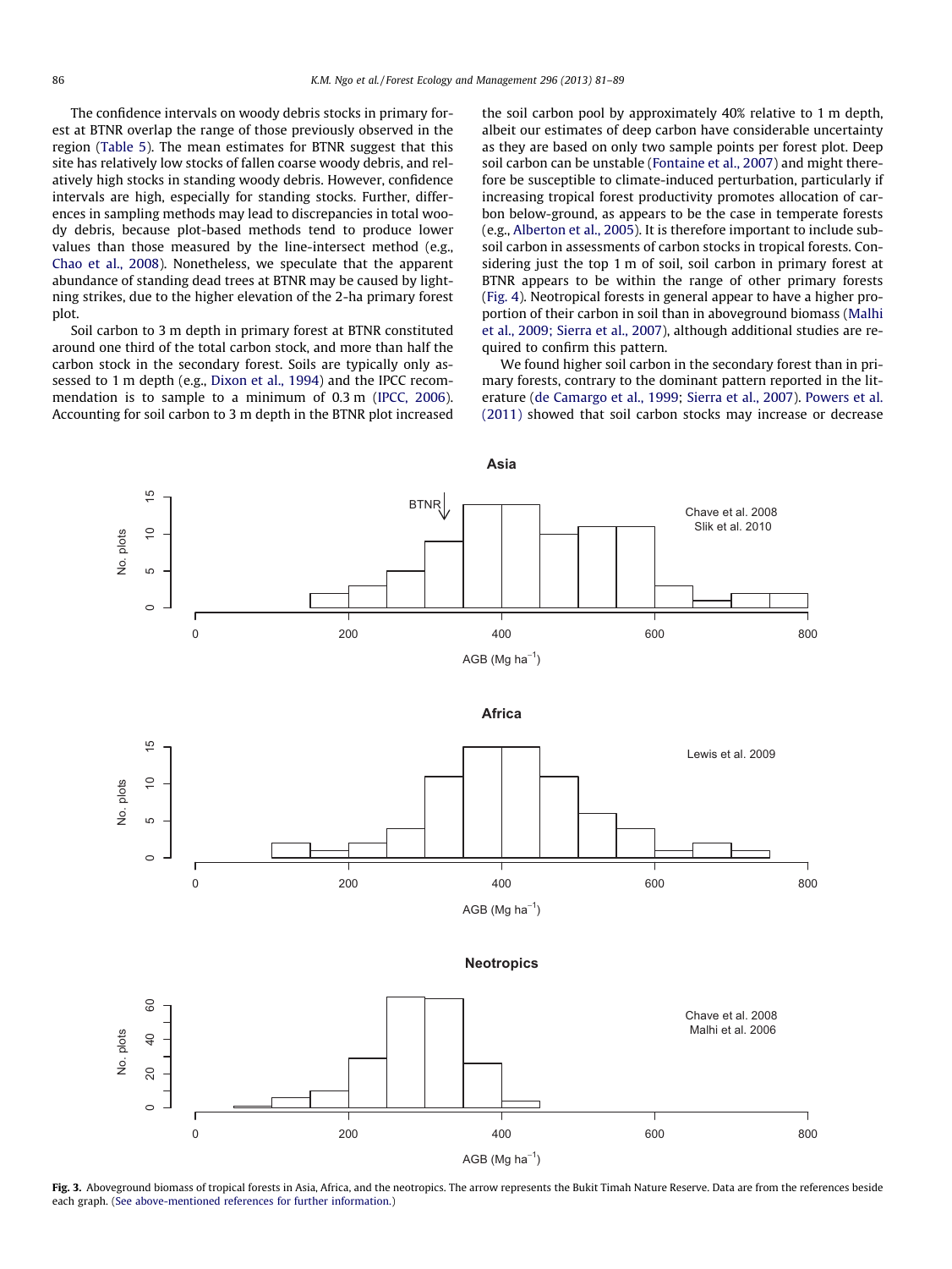The confidence intervals on woody debris stocks in primary forest at BTNR overlap the range of those previously observed in the region (Table 5). The mean estimates for BTNR suggest that this site has relatively low stocks of fallen coarse woody debris, and relatively high stocks in standing woody debris. However, confidence intervals are high, especially for standing stocks. Further, differences in sampling methods may lead to discrepancies in total woody debris, because plot-based methods tend to produce lower values than those measured by the line-intersect method (e.g., Chao et al., 2008). Nonetheless, we speculate that the apparent abundance of standing dead trees at BTNR may be caused by lightning strikes, due to the higher elevation of the 2-ha primary forest plot.

Soil carbon to 3 m depth in primary forest at BTNR constituted around one third of the total carbon stock, and more than half the carbon stock in the secondary forest. Soils are typically only assessed to 1 m depth (e.g., Dixon et al., 1994) and the IPCC recommendation is to sample to a minimum of 0.3 m (IPCC, 2006). Accounting for soil carbon to 3 m depth in the BTNR plot increased the soil carbon pool by approximately 40% relative to 1 m depth, albeit our estimates of deep carbon have considerable uncertainty as they are based on only two sample points per forest plot. Deep soil carbon can be unstable (Fontaine et al., 2007) and might therefore be susceptible to climate-induced perturbation, particularly if increasing tropical forest productivity promotes allocation of carbon below-ground, as appears to be the case in temperate forests (e.g., Alberton et al., 2005). It is therefore important to include subsoil carbon in assessments of carbon stocks in tropical forests. Considering just the top 1 m of soil, soil carbon in primary forest at BTNR appears to be within the range of other primary forests (Fig. 4). Neotropical forests in general appear to have a higher proportion of their carbon in soil than in aboveground biomass (Malhi et al., 2009; Sierra et al., 2007), although additional studies are required to confirm this pattern.

We found higher soil carbon in the secondary forest than in primary forests, contrary to the dominant pattern reported in the literature (de Camargo et al., 1999; Sierra et al., 2007). Powers et al. (2011) showed that soil carbon stocks may increase or decrease

**Fig. 3.** Aboveground biomass of tropical forests in Asia, Africa, and the neotropics. The arrow represents the Bukit Timah Nature Reserve. Data are from the references beside each graph. (See above-mentioned references for further information.)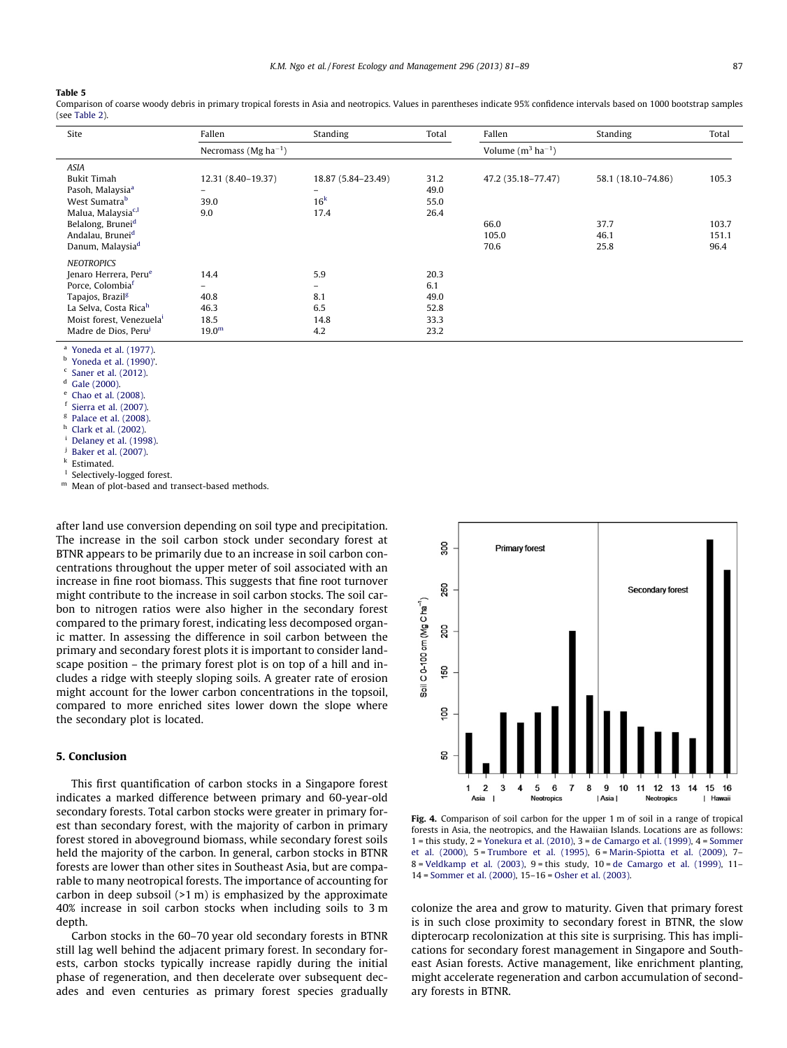**Table 5**
Comparison of coarse woody debris in primary tropical forests in Asia and neotropics. Values in parentheses indicate 95% confidence intervals based on 1000 bootstrap samples (see Table 2).

| Site | Fallen | Standing | Total | Fallen | Standing | Total |
|---|---|---|---|---|---|---|
| | Necromass (Mg ha$^{-1}$) | | | Volume (m$^3$ ha$^{-1}$) | | |
| *ASIA* | | | | | | |
| Bukit Timah | 12.31 (8.40–19.37) | 18.87 (5.84–23.49) | 31.2 | 47.2 (35.18–77.47) | 58.1 (18.10–74.86) | 105.3 |
| Pasoh, Malaysia[a] | – | – | 49.0 | | | |
| West Sumatra[b] | 39.0 | 16[k] | 55.0 | | | |
| Malua, Malaysia[c,l] | 9.0 | 17.4 | 26.4 | | | |
| Belalong, Brunei[d] | | | | 66.0 | 37.7 | 103.7 |
| Andalau, Brunei[d] | | | | 105.0 | 46.1 | 151.1 |
| Danum, Malaysia[d] | | | | 70.6 | 25.8 | 96.4 |
| *NEOTROPICS* | | | | | | |
| Jenaro Herrera, Peru[e] | 14.4 | 5.9 | 20.3 | | | |
| Porce, Colombia[f] | – | – | 6.1 | | | |
| Tapajos, Brazil[g] | 40.8 | 8.1 | 49.0 | | | |
| La Selva, Costa Rica[h] | 46.3 | 6.5 | 52.8 | | | |
| Moist forest, Venezuela[i] | 18.5 | 14.8 | 33.3 | | | |
| Madre de Dios, Peru[j] | 19.0[m] | 4.2 | 23.2 | | | |

[a] Yoneda et al. (1977).
[b] Yoneda et al. (1990)'.
[c] Saner et al. (2012).
[d] Gale (2000).
[e] Chao et al. (2008).
[f] Sierra et al. (2007).
[g] Palace et al. (2008).
[h] Clark et al. (2002).
[i] Delaney et al. (1998).
[j] Baker et al. (2007).
[k] Estimated.
[l] Selectively-logged forest.
[m] Mean of plot-based and transect-based methods.

after land use conversion depending on soil type and precipitation. The increase in the soil carbon stock under secondary forest at BTNR appears to be primarily due to an increase in soil carbon concentrations throughout the upper meter of soil associated with an increase in fine root biomass. This suggests that fine root turnover might contribute to the increase in soil carbon stocks. The soil carbon to nitrogen ratios were also higher in the secondary forest compared to the primary forest, indicating less decomposed organic matter. In assessing the difference in soil carbon between the primary and secondary forest plots it is important to consider landscape position – the primary forest plot is on top of a hill and includes a ridge with steeply sloping soils. A greater rate of erosion might account for the lower carbon concentrations in the topsoil, compared to more enriched sites lower down the slope where the secondary plot is located.

## 5. Conclusion

This first quantification of carbon stocks in a Singapore forest indicates a marked difference between primary and 60-year-old secondary forests. Total carbon stocks were greater in primary forest than secondary forest, with the majority of carbon in primary forest stored in aboveground biomass, while secondary forest soils held the majority of the carbon. In general, carbon stocks in BTNR forests are lower than other sites in Southeast Asia, but are comparable to many neotropical forests. The importance of accounting for carbon in deep subsoil (>1 m) is emphasized by the approximate 40% increase in soil carbon stocks when including soils to 3 m depth.

Carbon stocks in the 60–70 year old secondary forests in BTNR still lag well behind the adjacent primary forest. In secondary forests, carbon stocks typically increase rapidly during the initial phase of regeneration, and then decelerate over subsequent decades and even centuries as primary forest species gradually colonize the area and grow to maturity. Given that primary forest is in such close proximity to secondary forest in BTNR, the slow dipterocarp recolonization at this site is surprising. This has implications for secondary forest management in Singapore and Southeast Asian forests. Active management, like enrichment planting, might accelerate regeneration and carbon accumulation of secondary forests in BTNR.

**Fig. 4.** Comparison of soil carbon for the upper 1 m of soil in a range of tropical forests in Asia, the neotropics, and the Hawaiian Islands. Locations are as follows: 1 = this study, 2 = Yonekura et al. (2010), 3 = de Camargo et al. (1999), 4 = Sommer et al. (2000), 5 = Trumbore et al. (1995), 6 = Marin-Spiotta et al. (2009), 7–8 = Veldkamp et al. (2003), 9 = this study, 10 = de Camargo et al. (1999), 11–14 = Sommer et al. (2000), 15–16 = Osher et al. (2003).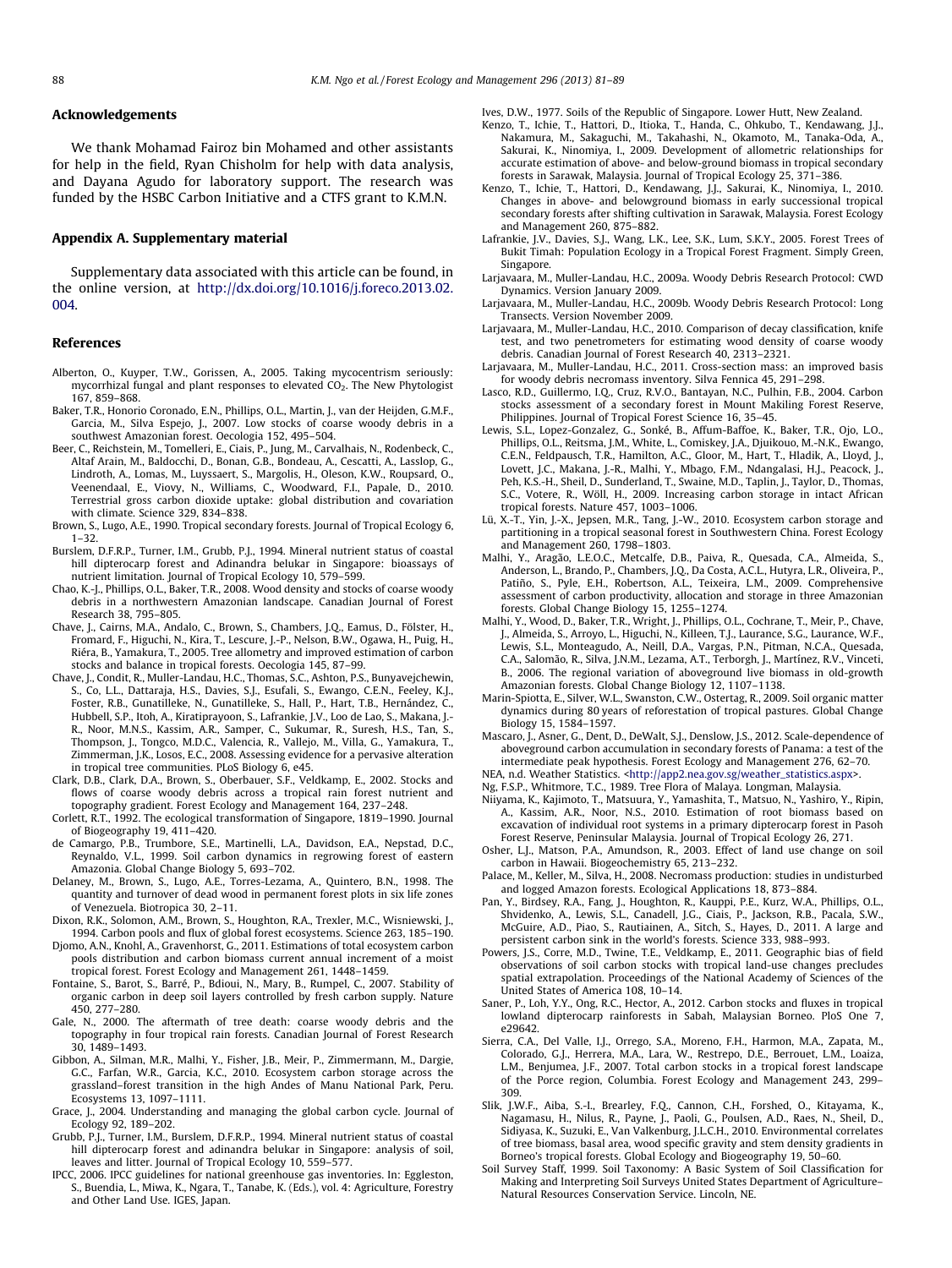## Acknowledgements

We thank Mohamad Fairoz bin Mohamed and other assistants for help in the field, Ryan Chisholm for help with data analysis, and Dayana Agudo for laboratory support. The research was funded by the HSBC Carbon Initiative and a CTFS grant to K.M.N.

## Appendix A. Supplementary material

Supplementary data associated with this article can be found, in the online version, at http://dx.doi.org/10.1016/j.foreco.2013.02.004.

## References

Alberton, O., Kuyper, T.W., Gorissen, A., 2005. Taking mycocentrism seriously: mycorrhizal fungal and plant responses to elevated $CO_2$. The New Phytologist 167, 859–868.

Baker, T.R., Honorio Coronado, E.N., Phillips, O.L., Martin, J., van der Heijden, G.M.F., Garcia, M., Silva Espejo, J., 2007. Low stocks of coarse woody debris in a southwest Amazonian forest. Oecologia 152, 495–504.

Beer, C., Reichstein, M., Tomelleri, E., Ciais, P., Jung, M., Carvalhais, N., Rodenbeck, C., Altaf Arain, M., Baldocchi, D., Bonan, G.B., Bondeau, A., Cescatti, A., Lasslop, G., Lindroth, A., Lomas, M., Luyssaert, S., Margolis, H., Oleson, K.W., Roupsard, O., Veenendaal, E., Viovy, N., Williams, C., Woodward, F.I., Papale, D., 2010. Terrestrial gross carbon dioxide uptake: global distribution and covariation with climate. Science 329, 834–838.

Brown, S., Lugo, A.E., 1990. Tropical secondary forests. Journal of Tropical Ecology 6, 1–32.

Burslem, D.F.R.P., Turner, I.M., Grubb, P.J., 1994. Mineral nutrient status of coastal hill dipterocarp forest and Adinandra belukar in Singapore: bioassays of nutrient limitation. Journal of Tropical Ecology 10, 579–599.

Chao, K.-J., Phillips, O.L., Baker, T.R., 2008. Wood density and stocks of coarse woody debris in a northwestern Amazonian landscape. Canadian Journal of Forest Research 38, 795–805.

Chave, J., Cairns, M.A., Andalo, C., Brown, S., Chambers, J.Q., Eamus, D., Fölster, H., Fromard, F., Higuchi, N., Kira, T., Lescure, J.-P., Nelson, B.W., Ogawa, H., Puig, H., Riéra, B., Yamakura, T., 2005. Tree allometry and improved estimation of carbon stocks and balance in tropical forests. Oecologia 145, 87–99.

Chave, J., Condit, R., Muller-Landau, H.C., Thomas, S.C., Ashton, P.S., Bunyavejchewin, S., Co, L.L., Dattaraja, H.S., Davies, S.J., Esufali, S., Ewango, C.E.N., Feeley, K.J., Foster, R.B., Gunatilleke, N., Gunatilleke, S., Hall, P., Hart, T.B., Hernández, C., Hubbell, S.P., Itoh, A., Kiratiprayoon, S., Lafrankie, J.V., Loo de Lao, S., Makana, J.-R., Noor, M.N.S., Kassim, A.R., Samper, C., Sukumar, R., Suresh, H.S., Tan, S., Thompson, J., Tongco, M.D.C., Valencia, R., Vallejo, M., Villa, G., Yamakura, T., Zimmerman, J.K., Losos, E.C., 2008. Assessing evidence for a pervasive alteration in tropical tree communities. PLoS Biology 6, e45.

Clark, D.B., Clark, D.A., Brown, S., Oberbauer, S.F., Veldkamp, E., 2002. Stocks and flows of coarse woody debris across a tropical rain forest nutrient and topography gradient. Forest Ecology and Management 164, 237–248.

Corlett, R.T., 1992. The ecological transformation of Singapore, 1819–1990. Journal of Biogeography 19, 411–420.

de Camargo, P.B., Trumbore, S.E., Martinelli, L.A., Davidson, E.A., Nepstad, D.C., Reynaldo, V.L., 1999. Soil carbon dynamics in regrowing forest of eastern Amazonia. Global Change Biology 5, 693–702.

Delaney, M., Brown, S., Lugo, A.E., Torres-Lezama, A., Quintero, B.N., 1998. The quantity and turnover of dead wood in permanent forest plots in six life zones of Venezuela. Biotropica 30, 2–11.

Dixon, R.K., Solomon, A.M., Brown, S., Houghton, R.A., Trexler, M.C., Wisniewski, J., 1994. Carbon pools and flux of global forest ecosystems. Science 263, 185–190.

Djomo, A.N., Knohl, A., Gravenhorst, G., 2011. Estimations of total ecosystem carbon pools distribution and carbon biomass current annual increment of a moist tropical forest. Forest Ecology and Management 261, 1448–1459.

Fontaine, S., Barot, S., Barré, P., Bdioui, N., Mary, B., Rumpel, C., 2007. Stability of organic carbon in deep soil layers controlled by fresh carbon supply. Nature 450, 277–280.

Gale, N., 2000. The aftermath of tree death: coarse woody debris and the topography in four tropical rain forests. Canadian Journal of Forest Research 30, 1489–1493.

Gibbon, A., Silman, M.R., Malhi, Y., Fisher, J.B., Meir, P., Zimmermann, M., Dargie, G.C., Farfan, W.R., Garcia, K.C., 2010. Ecosystem carbon storage across the grassland–forest transition in the high Andes of Manu National Park, Peru. Ecosystems 13, 1097–1111.

Grace, J., 2004. Understanding and managing the global carbon cycle. Journal of Ecology 92, 189–202.

Grubb, P.J., Turner, I.M., Burslem, D.F.R.P., 1994. Mineral nutrient status of coastal hill dipterocarp forest and adinandra belukar in Singapore: analysis of soil, leaves and litter. Journal of Tropical Ecology 10, 559–577.

IPCC, 2006. IPCC guidelines for national greenhouse gas inventories. In: Eggleston, S., Buendia, L., Miwa, K., Ngara, T., Tanabe, K. (Eds.), vol. 4: Agriculture, Forestry and Other Land Use. IGES, Japan.

Ives, D.W., 1977. Soils of the Republic of Singapore. Lower Hutt, New Zealand.

Kenzo, T., Ichie, T., Hattori, D., Itioka, T., Handa, C., Ohkubo, T., Kendawang, J.J., Nakamura, M., Sakaguchi, M., Takahashi, N., Okamoto, M., Tanaka-Oda, A., Sakurai, K., Ninomiya, I., 2009. Development of allometric relationships for accurate estimation of above- and below-ground biomass in tropical secondary forests in Sarawak, Malaysia. Journal of Tropical Ecology 25, 371–386.

Kenzo, T., Ichie, T., Hattori, D., Kendawang, J.J., Sakurai, K., Ninomiya, I., 2010. Changes in above- and belowground biomass in early successional tropical secondary forests after shifting cultivation in Sarawak, Malaysia. Forest Ecology and Management 260, 875–882.

Lafrankie, J.V., Davies, S.J., Wang, L.K., Lee, S.K., Lum, S.K.Y., 2005. Forest Trees of Bukit Timah: Population Ecology in a Tropical Forest Fragment. Simply Green, Singapore.

Larjavaara, M., Muller-Landau, H.C., 2009a. Woody Debris Research Protocol: CWD Dynamics. Version January 2009.

Larjavaara, M., Muller-Landau, H.C., 2009b. Woody Debris Research Protocol: Long Transects. Version November 2009.

Larjavaara, M., Muller-Landau, H.C., 2010. Comparison of decay classification, knife test, and two penetrometers for estimating wood density of coarse woody debris. Canadian Journal of Forest Research 40, 2313–2321.

Larjavaara, M., Muller-Landau, H.C., 2011. Cross-section mass: an improved basis for woody debris necromass inventory. Silva Fennica 45, 291–298.

Lasco, R.D., Guillermo, I.Q., Cruz, R.V.O., Bantayan, N.C., Pulhin, F.B., 2004. Carbon stocks assessment of a secondary forest in Mount Makiling Forest Reserve, Philippines. Journal of Tropical Forest Science 16, 35–45.

Lewis, S.L., Lopez-Gonzalez, G., Sonké, B., Affum-Baffoe, K., Baker, T.R., Ojo, L.O., Phillips, O.L., Reitsma, J.M., White, L., Comiskey, J.A., Djuikouo, M.-N.K., Ewango, C.E.N., Feldpausch, T.R., Hamilton, A.C., Gloor, M., Hart, T., Hladik, A., Lloyd, J., Lovett, J.C., Makana, J.-R., Malhi, Y., Mbago, F.M., Ndangalasi, H.J., Peacock, J., Peh, K.S.-H., Sheil, D., Sunderland, T., Swaine, M.D., Taplin, J., Taylor, D., Thomas, S.C., Votere, R., Wöll, H., 2009. Increasing carbon storage in intact African tropical forests. Nature 457, 1003–1006.

Lü, X.-T., Yin, J.-X., Jepsen, M.R., Tang, J.-W., 2010. Ecosystem carbon storage and partitioning in a tropical seasonal forest in Southwestern China. Forest Ecology and Management 260, 1798–1803.

Malhi, Y., Aragão, L.E.O.C., Metcalfe, D.B., Paiva, R., Quesada, C.A., Almeida, S., Anderson, L., Brando, P., Chambers, J.Q., Da Costa, A.C.L., Hutyra, L.R., Oliveira, P., Patiño, S., Pyle, E.H., Robertson, A.L., Teixeira, L.M., 2009. Comprehensive assessment of carbon productivity, allocation and storage in three Amazonian forests. Global Change Biology 15, 1255–1274.

Malhi, Y., Wood, D., Baker, T.R., Wright, J., Phillips, O.L., Cochrane, T., Meir, P., Chave, J., Almeida, S., Arroyo, L., Higuchi, N., Killeen, T.J., Laurance, S.G., Laurance, W.F., Lewis, S.L., Monteagudo, A., Neill, D.A., Vargas, P.N., Pitman, N.C.A., Quesada, C.A., Salomão, R., Silva, J.N.M., Lezama, A.T., Terborgh, J., Martínez, R.V., Vinceti, B., 2006. The regional variation of aboveground live biomass in old-growth Amazonian forests. Global Change Biology 12, 1107–1138.

Marin-Spiotta, E., Silver, W.L., Swanston, C.W., Ostertag, R., 2009. Soil organic matter dynamics during 80 years of reforestation of tropical pastures. Global Change Biology 15, 1584–1597.

Mascaro, J., Asner, G., Dent, D., DeWalt, S.J., Denslow, J.S., 2012. Scale-dependence of aboveground carbon accumulation in secondary forests of Panama: a test of the intermediate peak hypothesis. Forest Ecology and Management 276, 62–70.

NEA, n.d. Weather Statistics. <http://app2.nea.gov.sg/weather_statistics.aspx>.

Ng, F.S.P., Whitmore, T.C., 1989. Tree Flora of Malaya. Longman, Malaysia.

Niiyama, K., Kajimoto, T., Matsuura, Y., Yamashita, T., Matsuo, N., Yashiro, Y., Ripin, A., Kassim, A.R., Noor, N.S., 2010. Estimation of root biomass based on excavation of individual root systems in a primary dipterocarp forest in Pasoh Forest Reserve, Peninsular Malaysia. Journal of Tropical Ecology 26, 271.

Osher, L.J., Matson, P.A., Amundson, R., 2003. Effect of land use change on soil carbon in Hawaii. Biogeochemistry 65, 213–232.

Palace, M., Keller, M., Silva, H., 2008. Necromass production: studies in undisturbed and logged Amazon forests. Ecological Applications 18, 873–884.

Pan, Y., Birdsey, R.A., Fang, J., Houghton, R., Kauppi, P.E., Kurz, W.A., Phillips, O.L., Shvidenko, A., Lewis, S.L., Canadell, J.G., Ciais, P., Jackson, R.B., Pacala, S.W., McGuire, A.D., Piao, S., Rautiainen, A., Sitch, S., Hayes, D., 2011. A large and persistent carbon sink in the world's forests. Science 333, 988–993.

Powers, J.S., Corre, M.D., Twine, T.E., Veldkamp, E., 2011. Geographic bias of field observations of soil carbon stocks with tropical land-use changes precludes spatial extrapolation. Proceedings of the National Academy of Sciences of the United States of America 108, 10–14.

Saner, P., Loh, Y.Y., Ong, R.C., Hector, A., 2012. Carbon stocks and fluxes in tropical lowland dipterocarp rainforests in Sabah, Malaysian Borneo. PloS One 7, e29642.

Sierra, C.A., Del Valle, I.J., Orrego, S.A., Moreno, F.H., Harmon, M.A., Zapata, M., Colorado, G.J., Herrera, M.A., Lara, W., Restrepo, D.E., Berrouet, L.M., Loaiza, L.M., Benjumea, J.F., 2007. Total carbon stocks in a tropical forest landscape of the Porce region, Columbia. Forest Ecology and Management 243, 299–309.

Slik, J.W.F., Aiba, S.-I., Brearley, F.Q., Cannon, C.H., Forshed, O., Kitayama, K., Nagamasu, H., Nilus, R., Payne, J., Paoli, G., Poulsen, A.D., Raes, N., Sheil, D., Sidiyasa, K., Suzuki, E., Van Valkenburg, J.L.C.H., 2010. Environmental correlates of tree biomass, basal area, wood specific gravity and stem density gradients in Borneo's tropical forests. Global Ecology and Biogeography 19, 50–60.

Soil Survey Staff, 1999. Soil Taxonomy: A Basic System of Soil Classification for Making and Interpreting Soil Surveys United States Department of Agriculture–Natural Resources Conservation Service. Lincoln, NE.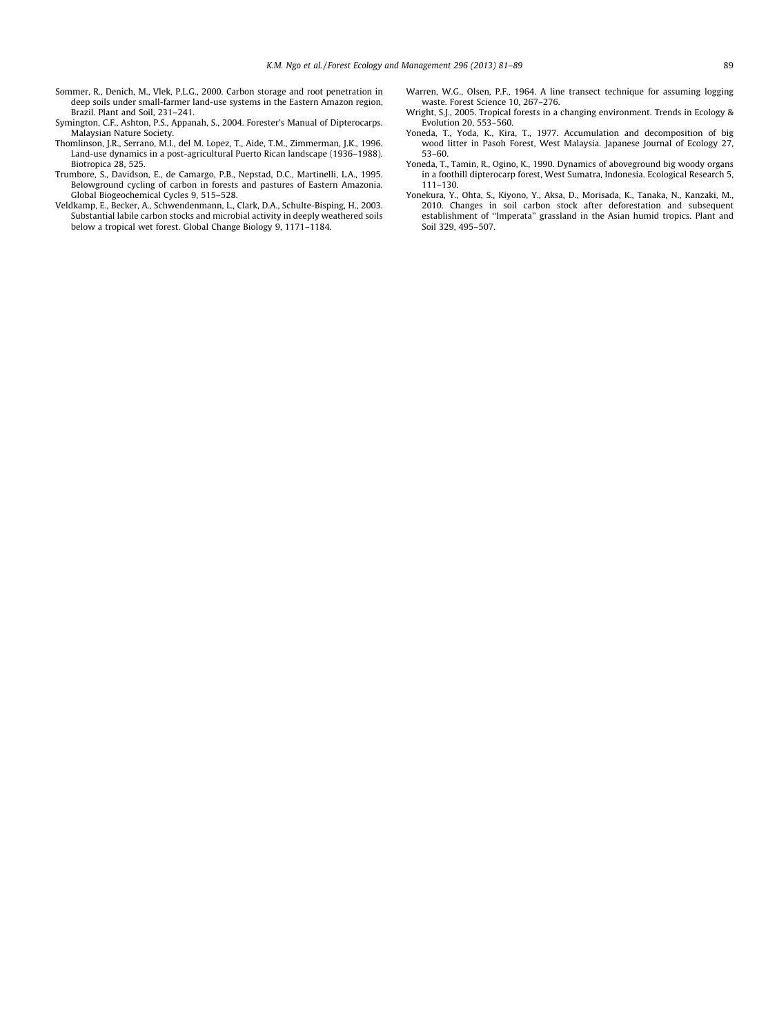Sommer, R., Denich, M., Vlek, P.L.G., 2000. Carbon storage and root penetration in deep soils under small-farmer land-use systems in the Eastern Amazon region, Brazil. Plant and Soil, 231–241.

Symington, C.F., Ashton, P.S., Appanah, S., 2004. Forester's Manual of Dipterocarps. Malaysian Nature Society.

Thomlinson, J.R., Serrano, M.I., del M. Lopez, T., Aide, T.M., Zimmerman, J.K., 1996. Land-use dynamics in a post-agricultural Puerto Rican landscape (1936–1988). Biotropica 28, 525.

Trumbore, S., Davidson, E., de Camargo, P.B., Nepstad, D.C., Martinelli, L.A., 1995. Belowground cycling of carbon in forests and pastures of Eastern Amazonia. Global Biogeochemical Cycles 9, 515–528.

Veldkamp, E., Becker, A., Schwendenmann, L., Clark, D.A., Schulte-Bisping, H., 2003. Substantial labile carbon stocks and microbial activity in deeply weathered soils below a tropical wet forest. Global Change Biology 9, 1171–1184.

Warren, W.G., Olsen, P.F., 1964. A line transect technique for assuming logging waste. Forest Science 10, 267–276.

Wright, S.J., 2005. Tropical forests in a changing environment. Trends in Ecology & Evolution 20, 553–560.

Yoneda, T., Yoda, K., Kira, T., 1977. Accumulation and decomposition of big wood litter in Pasoh Forest, West Malaysia. Japanese Journal of Ecology 27, 53–60.

Yoneda, T., Tamin, R., Ogino, K., 1990. Dynamics of aboveground big woody organs in a foothill dipterocarp forest, West Sumatra, Indonesia. Ecological Research 5, 111–130.

Yonekura, Y., Ohta, S., Kiyono, Y., Aksa, D., Morisada, K., Tanaka, N., Kanzaki, M., 2010. Changes in soil carbon stock after deforestation and subsequent establishment of "Imperata" grassland in the Asian humid tropics. Plant and Soil 329, 495–507.